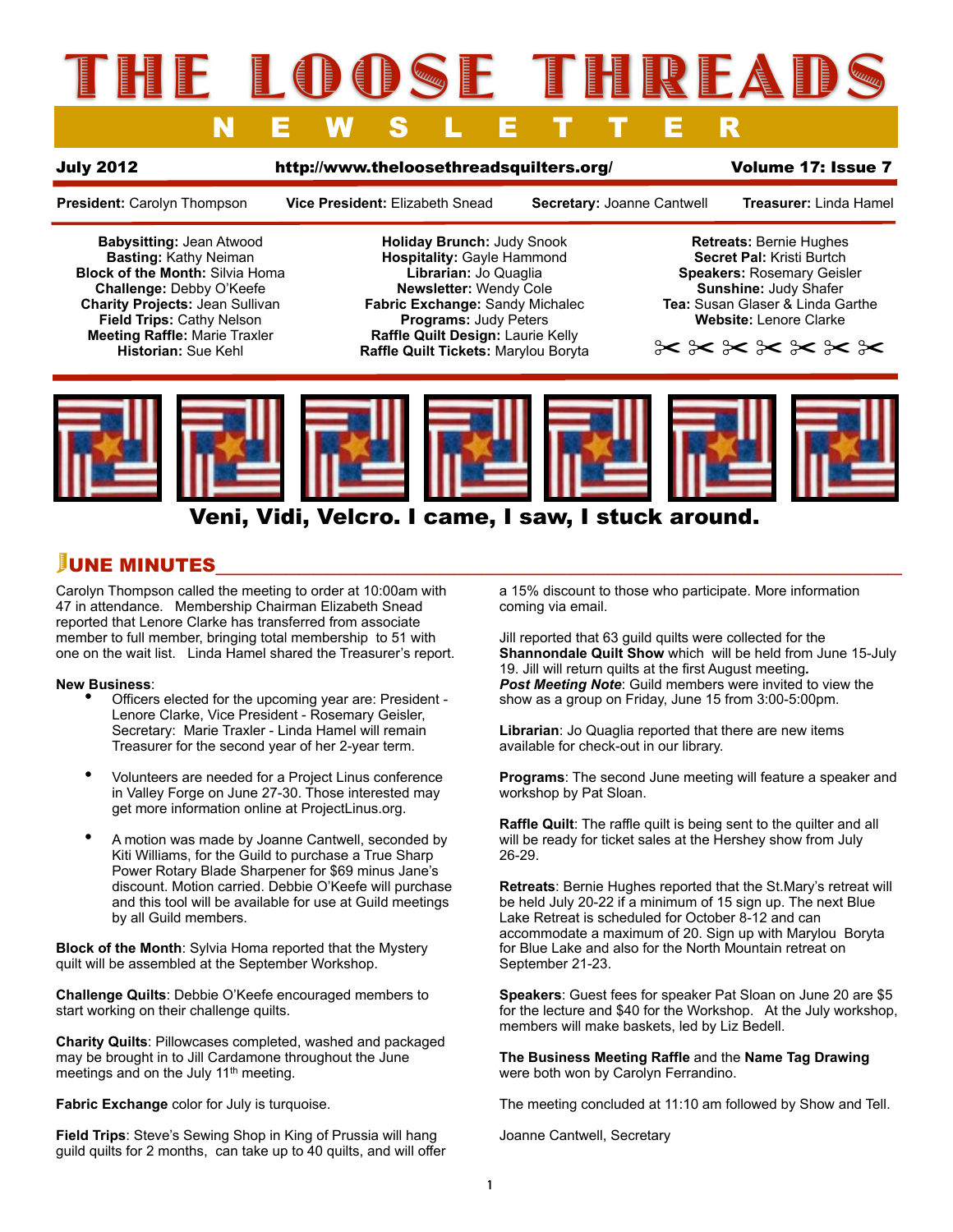# THE LOOSE THREADS

## NEWSLETTER

**July 2012** **http://www.theloosethreadsquilters.org/** **Volume 17: Issue 7**

**President:** Carolyn Thompson **Vice President:** Elizabeth Snead **Secretary:** Joanne Cantwell **Treasurer:** Linda Hamel

**Babysitting:** Jean Atwood
**Basting:** Kathy Neiman
**Block of the Month:** Silvia Homa
**Challenge:** Debby O'Keefe
**Charity Projects:** Jean Sullivan
**Field Trips:** Cathy Nelson
**Meeting Raffle:** Marie Traxler
**Historian:** Sue Kehl

**Holiday Brunch:** Judy Snook
**Hospitality:** Gayle Hammond
**Librarian:** Jo Quaglia
**Newsletter:** Wendy Cole
**Fabric Exchange:** Sandy Michalec
**Programs:** Judy Peters
**Raffle Quilt Design:** Laurie Kelly
**Raffle Quilt Tickets:** Marylou Boryta

**Retreats:** Bernie Hughes
**Secret Pal:** Kristi Burtch
**Speakers:** Rosemary Geisler
**Sunshine:** Judy Shafer
**Tea:** Susan Glaser & Linda Garthe
**Website:** Lenore Clarke

**Veni, Vidi, Velcro. I came, I saw, I stuck around.**

## JUNE MINUTES

Carolyn Thompson called the meeting to order at 10:00am with 47 in attendance. Membership Chairman Elizabeth Snead reported that Lenore Clarke has transferred from associate member to full member, bringing total membership to 51 with one on the wait list. Linda Hamel shared the Treasurer's report.

**New Business**:

- Officers elected for the upcoming year are: President - Lenore Clarke, Vice President - Rosemary Geisler, Secretary: Marie Traxler - Linda Hamel will remain Treasurer for the second year of her 2-year term.
- Volunteers are needed for a Project Linus conference in Valley Forge on June 27-30. Those interested may get more information online at ProjectLinus.org.
- A motion was made by Joanne Cantwell, seconded by Kiti Williams, for the Guild to purchase a True Sharp Power Rotary Blade Sharpener for $69 minus Jane's discount. Motion carried. Debbie O'Keefe will purchase and this tool will be available for use at Guild meetings by all Guild members.

**Block of the Month**: Sylvia Homa reported that the Mystery quilt will be assembled at the September Workshop.

**Challenge Quilts**: Debbie O'Keefe encouraged members to start working on their challenge quilts.

**Charity Quilts**: Pillowcases completed, washed and packaged may be brought in to Jill Cardamone throughout the June meetings and on the July 11th meeting.

**Fabric Exchange** color for July is turquoise.

**Field Trips**: Steve's Sewing Shop in King of Prussia will hang guild quilts for 2 months, can take up to 40 quilts, and will offer a 15% discount to those who participate. More information coming via email.

Jill reported that 63 guild quilts were collected for the **Shannondale Quilt Show** which will be held from June 15-July 19. Jill will return quilts at the first August meeting.
***Post Meeting Note***: Guild members were invited to view the show as a group on Friday, June 15 from 3:00-5:00pm.

**Librarian**: Jo Quaglia reported that there are new items available for check-out in our library.

**Programs**: The second June meeting will feature a speaker and workshop by Pat Sloan.

**Raffle Quilt**: The raffle quilt is being sent to the quilter and all will be ready for ticket sales at the Hershey show from July 26-29.

**Retreats**: Bernie Hughes reported that the St.Mary's retreat will be held July 20-22 if a minimum of 15 sign up. The next Blue Lake Retreat is scheduled for October 8-12 and can accommodate a maximum of 20. Sign up with Marylou Boryta for Blue Lake and also for the North Mountain retreat on September 21-23.

**Speakers**: Guest fees for speaker Pat Sloan on June 20 are $5 for the lecture and $40 for the Workshop. At the July workshop, members will make baskets, led by Liz Bedell.

**The Business Meeting Raffle** and the **Name Tag Drawing** were both won by Carolyn Ferrandino.

The meeting concluded at 11:10 am followed by Show and Tell.

Joanne Cantwell, Secretary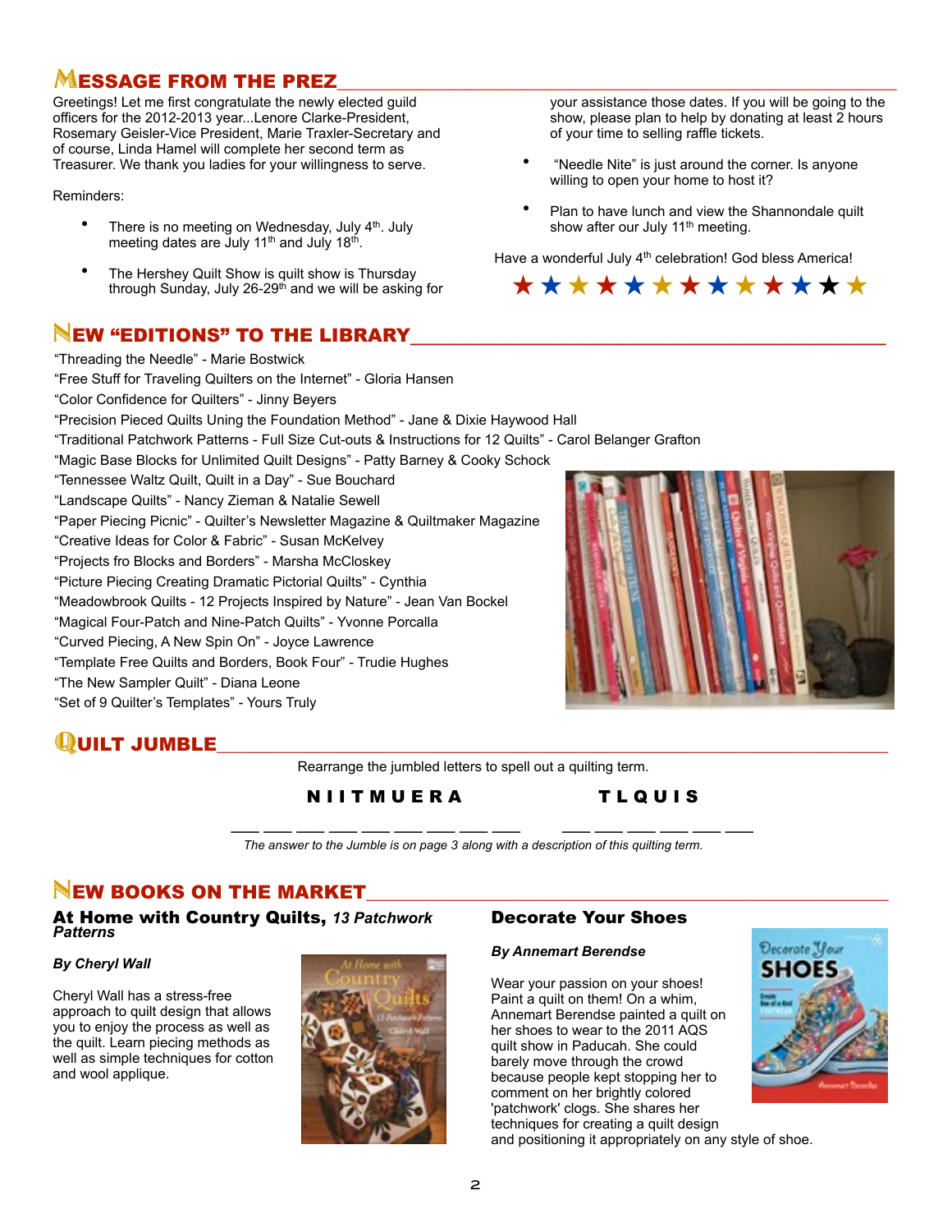## MESSAGE FROM THE PREZ

Greetings! Let me first congratulate the newly elected guild officers for the 2012-2013 year...Lenore Clarke-President, Rosemary Geisler-Vice President, Marie Traxler-Secretary and of course, Linda Hamel will complete her second term as Treasurer. We thank you ladies for your willingness to serve.

Reminders:

- There is no meeting on Wednesday, July 4th. July meeting dates are July 11th and July 18th.
- The Hershey Quilt Show is quilt show is Thursday through Sunday, July 26-29th and we will be asking for your assistance those dates. If you will be going to the show, please plan to help by donating at least 2 hours of your time to selling raffle tickets.
- "Needle Nite" is just around the corner. Is anyone willing to open your home to host it?
- Plan to have lunch and view the Shannondale quilt show after our July 11th meeting.

Have a wonderful July 4th celebration! God bless America!

★★★★★★★★★★★★★

## NEW "EDITIONS" TO THE LIBRARY

"Threading the Needle" - Marie Bostwick
"Free Stuff for Traveling Quilters on the Internet" - Gloria Hansen
"Color Confidence for Quilters" - Jinny Beyers
"Precision Pieced Quilts Uning the Foundation Method" - Jane & Dixie Haywood Hall
"Traditional Patchwork Patterns - Full Size Cut-outs & Instructions for 12 Quilts" - Carol Belanger Grafton
"Magic Base Blocks for Unlimited Quilt Designs" - Patty Barney & Cooky Schock
"Tennessee Waltz Quilt, Quilt in a Day" - Sue Bouchard
"Landscape Quilts" - Nancy Zieman & Natalie Sewell
"Paper Piecing Picnic" - Quilter's Newsletter Magazine & Quiltmaker Magazine
"Creative Ideas for Color & Fabric" - Susan McKelvey
"Projects fro Blocks and Borders" - Marsha McCloskey
"Picture Piecing Creating Dramatic Pictorial Quilts" - Cynthia
"Meadowbrook Quilts - 12 Projects Inspired by Nature" - Jean Van Bockel
"Magical Four-Patch and Nine-Patch Quilts" - Yvonne Porcalla
"Curved Piecing, A New Spin On" - Joyce Lawrence
"Template Free Quilts and Borders, Book Four" - Trudie Hughes
"The New Sampler Quilt" - Diana Leone
"Set of 9 Quilter's Templates" - Yours Truly

## QUILT JUMBLE

Rearrange the jumbled letters to spell out a quilting term.

**N I I T M U E R A** &nbsp;&nbsp;&nbsp;&nbsp; **T L Q U I S**

___ ___ ___ ___ ___ ___ ___ ___ ___ &nbsp;&nbsp;&nbsp;&nbsp; ___ ___ ___ ___ ___ ___

*The answer to the Jumble is on page 3 along with a description of this quilting term.*

## NEW BOOKS ON THE MARKET

### At Home with Country Quilts, *13 Patchwork Patterns*

***By Cheryl Wall***

Cheryl Wall has a stress-free approach to quilt design that allows you to enjoy the process as well as the quilt. Learn piecing methods as well as simple techniques for cotton and wool applique.

### Decorate Your Shoes

***By Annemart Berendse***

Wear your passion on your shoes! Paint a quilt on them! On a whim, Annemart Berendse painted a quilt on her shoes to wear to the 2011 AQS quilt show in Paducah. She could barely move through the crowd because people kept stopping her to comment on her brightly colored 'patchwork' clogs. She shares her techniques for creating a quilt design and positioning it appropriately on any style of shoe.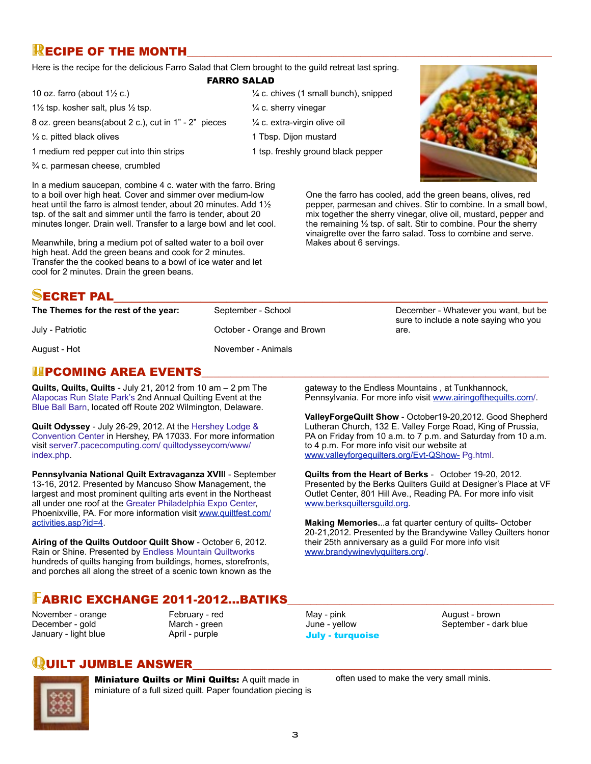## RECIPE OF THE MONTH

Here is the recipe for the delicious Farro Salad that Clem brought to the guild retreat last spring.

**FARRO SALAD**

- 10 oz. farro (about 1½ c.)
- 1½ tsp. kosher salt, plus ½ tsp.
- 8 oz. green beans(about 2 c.), cut in 1" - 2" pieces
- ½ c. pitted black olives
- 1 medium red pepper cut into thin strips
- ¾ c. parmesan cheese, crumbled
- ¼ c. chives (1 small bunch), snipped
- ¼ c. sherry vinegar
- ¼ c. extra-virgin olive oil
- 1 Tbsp. Dijon mustard
- 1 tsp. freshly ground black pepper

In a medium saucepan, combine 4 c. water with the farro. Bring to a boil over high heat. Cover and simmer over medium-low heat until the farro is almost tender, about 20 minutes. Add 1½ tsp. of the salt and simmer until the farro is tender, about 20 minutes longer. Drain well. Transfer to a large bowl and let cool.

Meanwhile, bring a medium pot of salted water to a boil over high heat. Add the green beans and cook for 2 minutes. Transfer the the cooked beans to a bowl of ice water and let cool for 2 minutes. Drain the green beans.

One the farro has cooled, add the green beans, olives, red pepper, parmesan and chives. Stir to combine. In a small bowl, mix together the sherry vinegar, olive oil, mustard, pepper and the remaining ½ tsp. of salt. Stir to combine. Pour the sherry vinaigrette over the farro salad. Toss to combine and serve. Makes about 6 servings.

## SECRET PAL

**The Themes for the rest of the year:**

July - Patriotic

August - Hot

September - School

October - Orange and Brown

November - Animals

December - Whatever you want, but be sure to include a note saying who you are.

## UPCOMING AREA EVENTS

**Quilts, Quilts, Quilts** - July 21, 2012 from 10 am – 2 pm The Alapocas Run State Park's 2nd Annual Quilting Event at the Blue Ball Barn, located off Route 202 Wilmington, Delaware.

**Quilt Odyssey** - July 26-29, 2012. At the Hershey Lodge & Convention Center in Hershey, PA 17033. For more information visit server7.pacecomputing.com/ quiltodysseycom/www/ index.php.

**Pennsylvania National Quilt Extravaganza XVII**I - September 13-16, 2012. Presented by Mancuso Show Management, the largest and most prominent quilting arts event in the Northeast all under one roof at the Greater Philadelphia Expo Center, Phoenixville, PA. For more information visit www.quiltfest.com/ activities.asp?id=4.

**Airing of the Quilts Outdoor Quilt Show** - October 6, 2012. Rain or Shine. Presented by Endless Mountain Quiltworks hundreds of quilts hanging from buildings, homes, storefronts, and porches all along the street of a scenic town known as the gateway to the Endless Mountains , at Tunkhannock, Pennsylvania. For more info visit www.airingofthequilts.com/.

**ValleyForgeQuilt Show** - October19-20,2012. Good Shepherd Lutheran Church, 132 E. Valley Forge Road, King of Prussia, PA on Friday from 10 a.m. to 7 p.m. and Saturday from 10 a.m. to 4 p.m. For more info visit our website at www.valleyforgequilters.org/Evt-QShow- Pg.html.

**Quilts from the Heart of Berks** - October 19-20, 2012. Presented by the Berks Quilters Guild at Designer's Place at VF Outlet Center, 801 Hill Ave., Reading PA. For more info visit www.berksquiltersguild.org.

**Making Memories**...a fat quarter century of quilts- October 20-21,2012. Presented by the Brandywine Valley Quilters honor their 25th anniversary as a guild For more info visit www.brandywinevlyquilters.org/.

## FABRIC EXCHANGE 2011-2012...BATIKS

November - orange
December - gold
January - light blue
February - red
March - green
April - purple
May - pink
June - yellow
**July - turquoise**
August - brown
September - dark blue

## QUILT JUMBLE ANSWER

**Miniature Quilts or Mini Quilts:** A quilt made in miniature of a full sized quilt. Paper foundation piecing is often used to make the very small minis.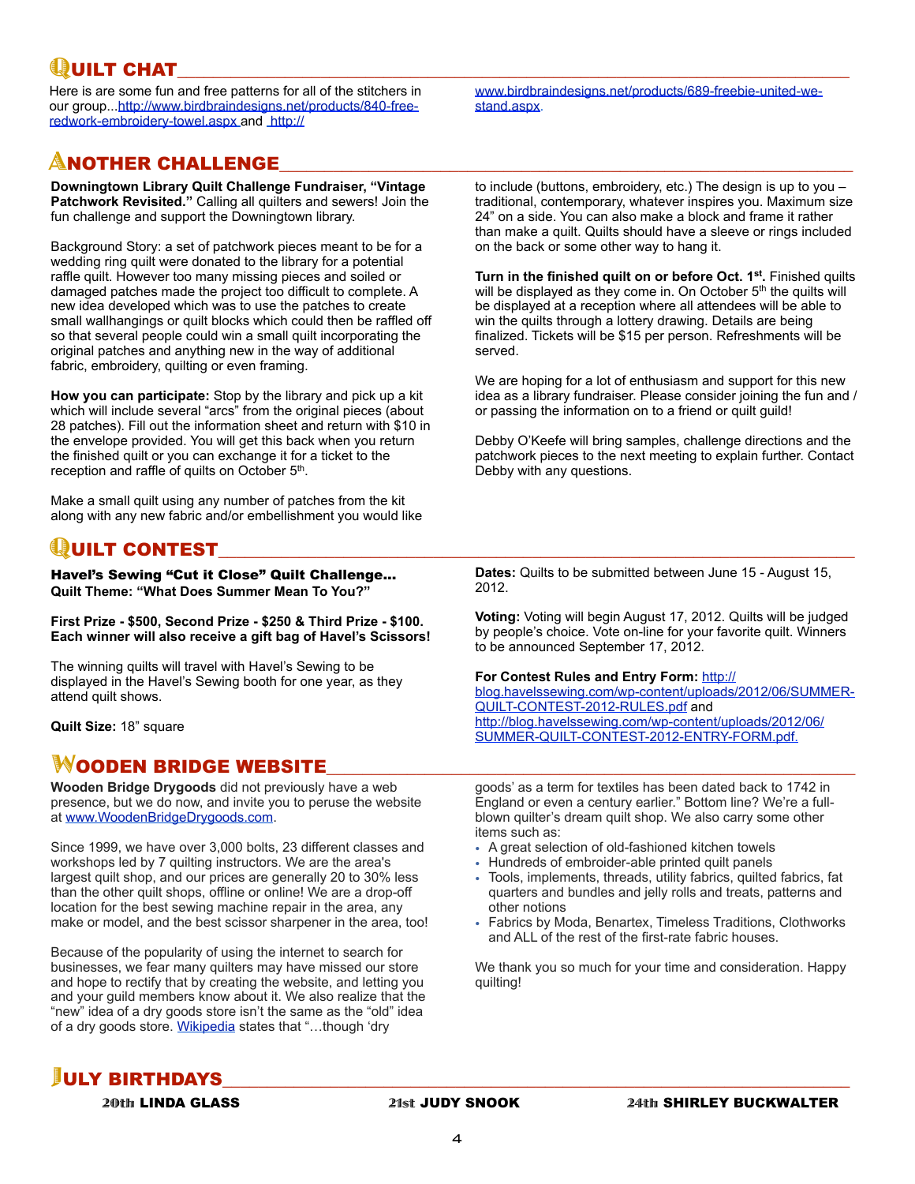## QUILT CHAT

Here is are some fun and free patterns for all of the stitchers in our group...[http://www.birdbraindesigns.net/products/840-free-redwork-embroidery-towel.aspx](http://www.birdbraindesigns.net/products/840-free-redwork-embroidery-towel.aspx) and [http://www.birdbraindesigns.net/products/689-freebie-united-we-stand.aspx](http://www.birdbraindesigns.net/products/689-freebie-united-we-stand.aspx).

## ANOTHER CHALLENGE

**Downingtown Library Quilt Challenge Fundraiser, "Vintage Patchwork Revisited."** Calling all quilters and sewers! Join the fun challenge and support the Downingtown library.

Background Story: a set of patchwork pieces meant to be for a wedding ring quilt were donated to the library for a potential raffle quilt. However too many missing pieces and soiled or damaged patches made the project too difficult to complete. A new idea developed which was to use the patches to create small wallhangings or quilt blocks which could then be raffled off so that several people could win a small quilt incorporating the original patches and anything new in the way of additional fabric, embroidery, quilting or even framing.

**How you can participate:** Stop by the library and pick up a kit which will include several "arcs" from the original pieces (about 28 patches). Fill out the information sheet and return with $10 in the envelope provided. You will get this back when you return the finished quilt or you can exchange it for a ticket to the reception and raffle of quilts on October 5th.

Make a small quilt using any number of patches from the kit along with any new fabric and/or embellishment you would like to include (buttons, embroidery, etc.) The design is up to you – traditional, contemporary, whatever inspires you. Maximum size 24" on a side. You can also make a block and frame it rather than make a quilt. Quilts should have a sleeve or rings included on the back or some other way to hang it.

**Turn in the finished quilt on or before Oct. 1st.** Finished quilts will be displayed as they come in. On October 5th the quilts will be displayed at a reception where all attendees will be able to win the quilts through a lottery drawing. Details are being finalized. Tickets will be $15 per person. Refreshments will be served.

We are hoping for a lot of enthusiasm and support for this new idea as a library fundraiser. Please consider joining the fun and / or passing the information on to a friend or quilt guild!

Debby O'Keefe will bring samples, challenge directions and the patchwork pieces to the next meeting to explain further. Contact Debby with any questions.

## QUILT CONTEST

**Havel's Sewing "Cut it Close" Quilt Challenge...**
**Quilt Theme: "What Does Summer Mean To You?"**

**First Prize - $500, Second Prize - $250 & Third Prize - $100. Each winner will also receive a gift bag of Havel's Scissors!**

The winning quilts will travel with Havel's Sewing to be displayed in the Havel's Sewing booth for one year, as they attend quilt shows.

**Quilt Size:** 18" square

**Dates:** Quilts to be submitted between June 15 - August 15, 2012.

**Voting:** Voting will begin August 17, 2012. Quilts will be judged by people's choice. Vote on-line for your favorite quilt. Winners to be announced September 17, 2012.

**For Contest Rules and Entry Form:** [http://blog.havelssewing.com/wp-content/uploads/2012/06/SUMMER-QUILT-CONTEST-2012-RULES.pdf](http://blog.havelssewing.com/wp-content/uploads/2012/06/SUMMER-QUILT-CONTEST-2012-RULES.pdf) and [http://blog.havelssewing.com/wp-content/uploads/2012/06/SUMMER-QUILT-CONTEST-2012-ENTRY-FORM.pdf.](http://blog.havelssewing.com/wp-content/uploads/2012/06/SUMMER-QUILT-CONTEST-2012-ENTRY-FORM.pdf)

## WOODEN BRIDGE WEBSITE

**Wooden Bridge Drygoods** did not previously have a web presence, but we do now, and invite you to peruse the website at [www.WoodenBridgeDrygoods.com](http://www.WoodenBridgeDrygoods.com).

Since 1999, we have over 3,000 bolts, 23 different classes and workshops led by 7 quilting instructors. We are the area's largest quilt shop, and our prices are generally 20 to 30% less than the other quilt shops, offline or online! We are a drop-off location for the best sewing machine repair in the area, any make or model, and the best scissor sharpener in the area, too!

Because of the popularity of using the internet to search for businesses, we fear many quilters may have missed our store and hope to rectify that by creating the website, and letting you and your guild members know about it. We also realize that the "new" idea of a dry goods store isn't the same as the "old" idea of a dry goods store. Wikipedia states that "…though 'dry goods' as a term for textiles has been dated back to 1742 in England or even a century earlier." Bottom line? We're a full-blown quilter's dream quilt shop. We also carry some other items such as:

- A great selection of old-fashioned kitchen towels
- Hundreds of embroider-able printed quilt panels
- Tools, implements, threads, utility fabrics, quilted fabrics, fat quarters and bundles and jelly rolls and treats, patterns and other notions
- Fabrics by Moda, Benartex, Timeless Traditions, Clothworks and ALL of the rest of the first-rate fabric houses.

We thank you so much for your time and consideration. Happy quilting!

## JULY BIRTHDAYS

**20th LINDA GLASS** **21st JUDY SNOOK** **24th SHIRLEY BUCKWALTER**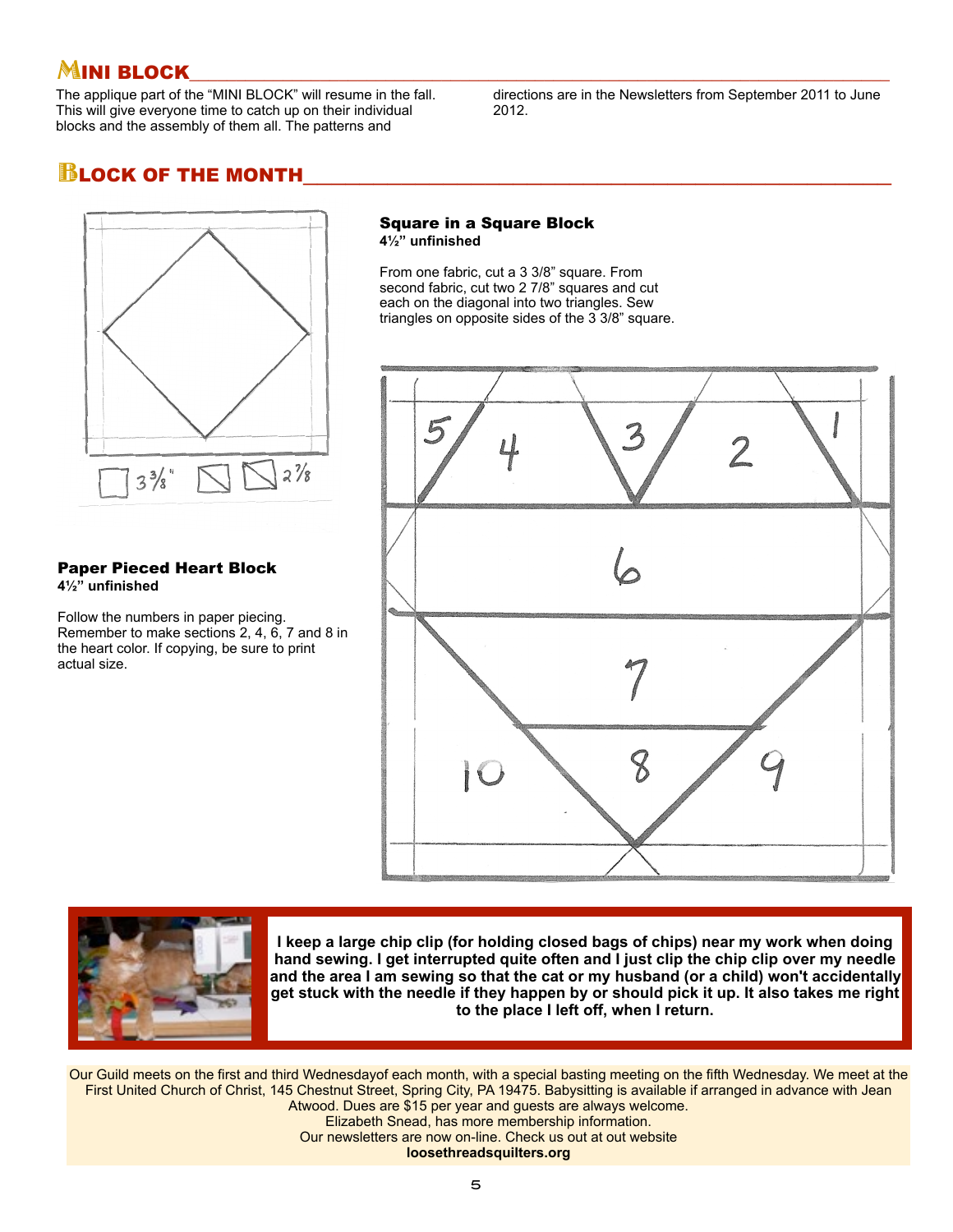## MINI BLOCK

The applique part of the "MINI BLOCK" will resume in the fall. This will give everyone time to catch up on their individual blocks and the assembly of them all. The patterns and directions are in the Newsletters from September 2011 to June 2012.

## BLOCK OF THE MONTH

3 3/8" 2 7/8

### Square in a Square Block

**4½" unfinished**

From one fabric, cut a 3 3/8" square. From second fabric, cut two 2 7/8" squares and cut each on the diagonal into two triangles. Sew triangles on opposite sides of the 3 3/8" square.

### Paper Pieced Heart Block

**4½" unfinished**

Follow the numbers in paper piecing. Remember to make sections 2, 4, 6, 7 and 8 in the heart color. If copying, be sure to print actual size.

5 4 3 2 1

6

7

10 8 9

**I keep a large chip clip (for holding closed bags of chips) near my work when doing hand sewing. I get interrupted quite often and I just clip the chip clip over my needle and the area I am sewing so that the cat or my husband (or a child) won't accidentally get stuck with the needle if they happen by or should pick it up. It also takes me right to the place I left off, when I return.**

Our Guild meets on the first and third Wednesdayof each month, with a special basting meeting on the fifth Wednesday. We meet at the First United Church of Christ, 145 Chestnut Street, Spring City, PA 19475. Babysitting is available if arranged in advance with Jean Atwood. Dues are $15 per year and guests are always welcome.
Elizabeth Snead, has more membership information.
Our newsletters are now on-line. Check us out at out website
**loosethreadsquilters.org**